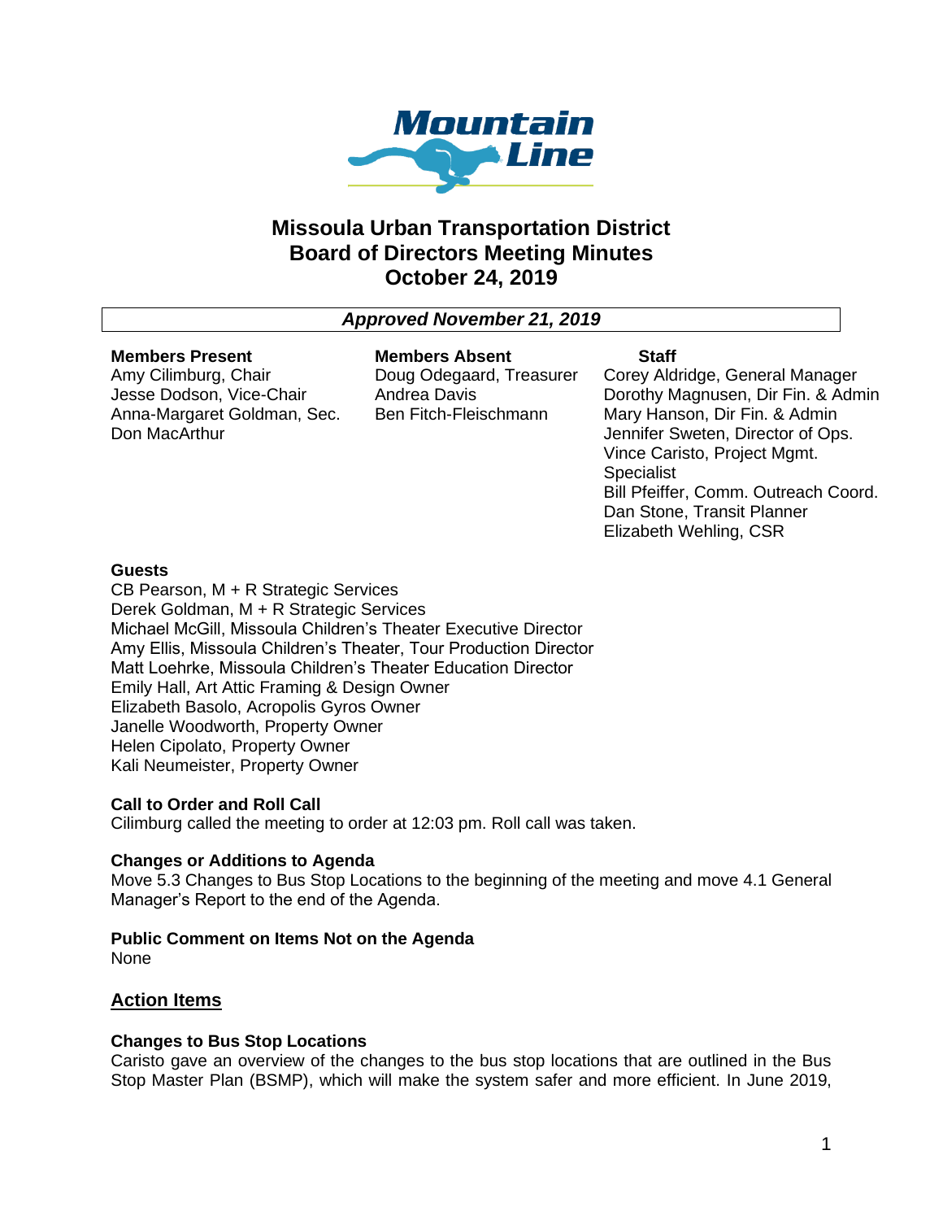# Missoula Urban Transportation District Board of Directors Meeting Minutes October 24, 2019

***Approved November 21, 2019***

| Members Present | Members Absent | Staff |
| --- | --- | --- |
| Amy Cilimburg, Chair | Doug Odegaard, Treasurer | Corey Aldridge, General Manager |
| Jesse Dodson, Vice-Chair | Andrea Davis | Dorothy Magnusen, Dir Fin. & Admin |
| Anna-Margaret Goldman, Sec. | Ben Fitch-Fleischmann | Mary Hanson, Dir Fin. & Admin |
| Don MacArthur | | Jennifer Sweten, Director of Ops. |
| | | Vince Caristo, Project Mgmt. Specialist |
| | | Bill Pfeiffer, Comm. Outreach Coord. |
| | | Dan Stone, Transit Planner |
| | | Elizabeth Wehling, CSR |

**Guests**
CB Pearson, M + R Strategic Services
Derek Goldman, M + R Strategic Services
Michael McGill, Missoula Children's Theater Executive Director
Amy Ellis, Missoula Children's Theater, Tour Production Director
Matt Loehrke, Missoula Children's Theater Education Director
Emily Hall, Art Attic Framing & Design Owner
Elizabeth Basolo, Acropolis Gyros Owner
Janelle Woodworth, Property Owner
Helen Cipolato, Property Owner
Kali Neumeister, Property Owner

**Call to Order and Roll Call**
Cilimburg called the meeting to order at 12:03 pm. Roll call was taken.

**Changes or Additions to Agenda**
Move 5.3 Changes to Bus Stop Locations to the beginning of the meeting and move 4.1 General Manager's Report to the end of the Agenda.

**Public Comment on Items Not on the Agenda**
None

## Action Items

**Changes to Bus Stop Locations**
Caristo gave an overview of the changes to the bus stop locations that are outlined in the Bus Stop Master Plan (BSMP), which will make the system safer and more efficient. In June 2019,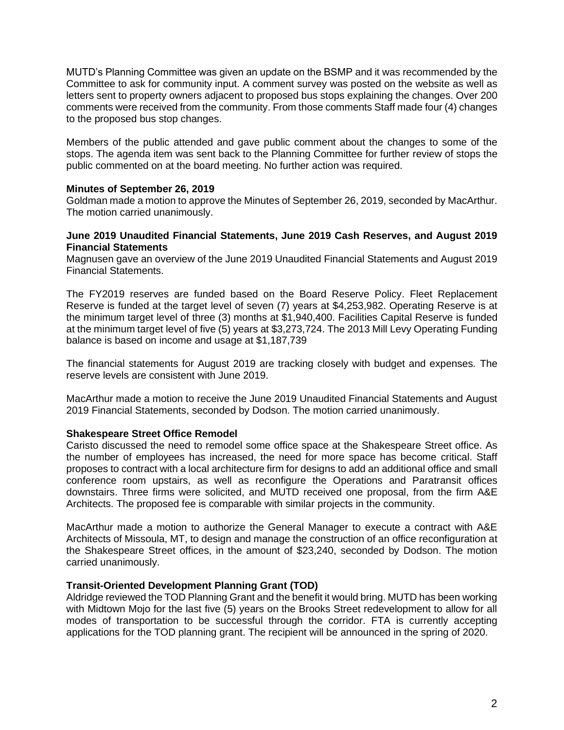MUTD's Planning Committee was given an update on the BSMP and it was recommended by the Committee to ask for community input. A comment survey was posted on the website as well as letters sent to property owners adjacent to proposed bus stops explaining the changes. Over 200 comments were received from the community. From those comments Staff made four (4) changes to the proposed bus stop changes.

Members of the public attended and gave public comment about the changes to some of the stops. The agenda item was sent back to the Planning Committee for further review of stops the public commented on at the board meeting. No further action was required.

**Minutes of September 26, 2019**

Goldman made a motion to approve the Minutes of September 26, 2019, seconded by MacArthur. The motion carried unanimously.

**June 2019 Unaudited Financial Statements, June 2019 Cash Reserves, and August 2019 Financial Statements**

Magnusen gave an overview of the June 2019 Unaudited Financial Statements and August 2019 Financial Statements.

The FY2019 reserves are funded based on the Board Reserve Policy. Fleet Replacement Reserve is funded at the target level of seven (7) years at $4,253,982. Operating Reserve is at the minimum target level of three (3) months at $1,940,400. Facilities Capital Reserve is funded at the minimum target level of five (5) years at $3,273,724. The 2013 Mill Levy Operating Funding balance is based on income and usage at $1,187,739

The financial statements for August 2019 are tracking closely with budget and expenses. The reserve levels are consistent with June 2019.

MacArthur made a motion to receive the June 2019 Unaudited Financial Statements and August 2019 Financial Statements, seconded by Dodson. The motion carried unanimously.

**Shakespeare Street Office Remodel**

Caristo discussed the need to remodel some office space at the Shakespeare Street office. As the number of employees has increased, the need for more space has become critical. Staff proposes to contract with a local architecture firm for designs to add an additional office and small conference room upstairs, as well as reconfigure the Operations and Paratransit offices downstairs. Three firms were solicited, and MUTD received one proposal, from the firm A&E Architects. The proposed fee is comparable with similar projects in the community.

MacArthur made a motion to authorize the General Manager to execute a contract with A&E Architects of Missoula, MT, to design and manage the construction of an office reconfiguration at the Shakespeare Street offices, in the amount of $23,240, seconded by Dodson. The motion carried unanimously.

**Transit-Oriented Development Planning Grant (TOD)**

Aldridge reviewed the TOD Planning Grant and the benefit it would bring. MUTD has been working with Midtown Mojo for the last five (5) years on the Brooks Street redevelopment to allow for all modes of transportation to be successful through the corridor. FTA is currently accepting applications for the TOD planning grant. The recipient will be announced in the spring of 2020.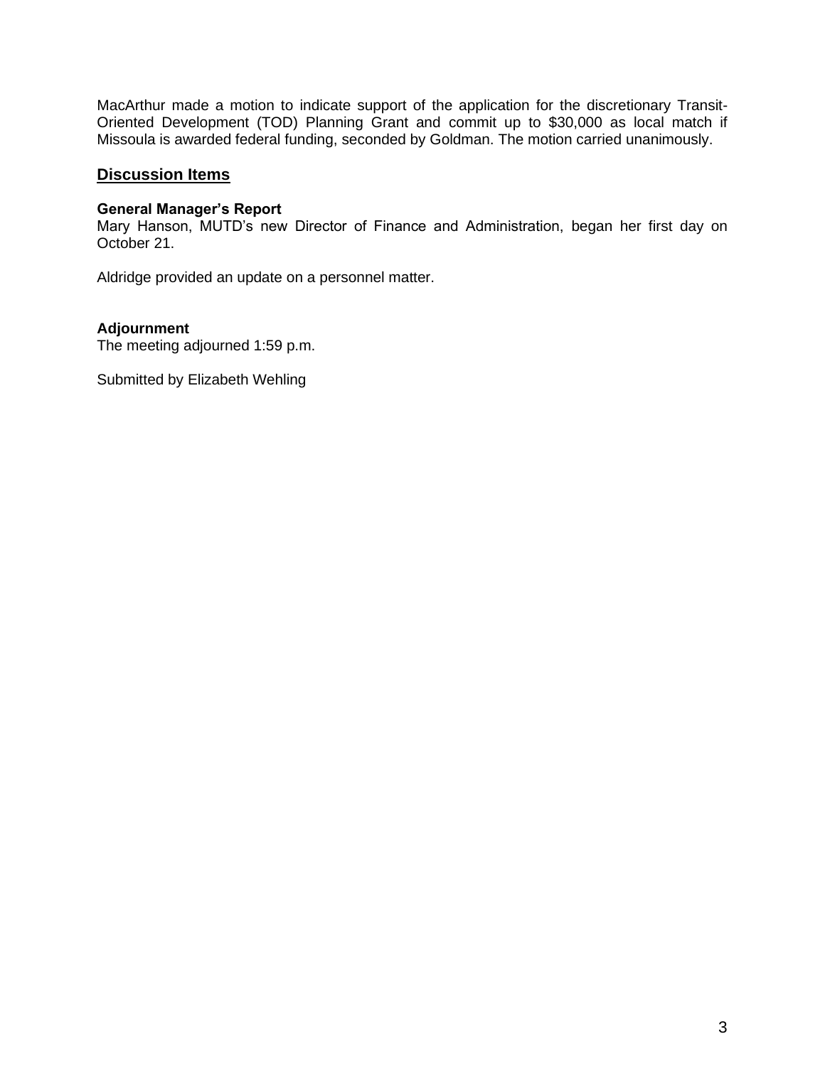MacArthur made a motion to indicate support of the application for the discretionary Transit-Oriented Development (TOD) Planning Grant and commit up to $30,000 as local match if Missoula is awarded federal funding, seconded by Goldman. The motion carried unanimously.

## Discussion Items

**General Manager's Report**

Mary Hanson, MUTD's new Director of Finance and Administration, began her first day on October 21.

Aldridge provided an update on a personnel matter.

**Adjournment**

The meeting adjourned 1:59 p.m.

Submitted by Elizabeth Wehling